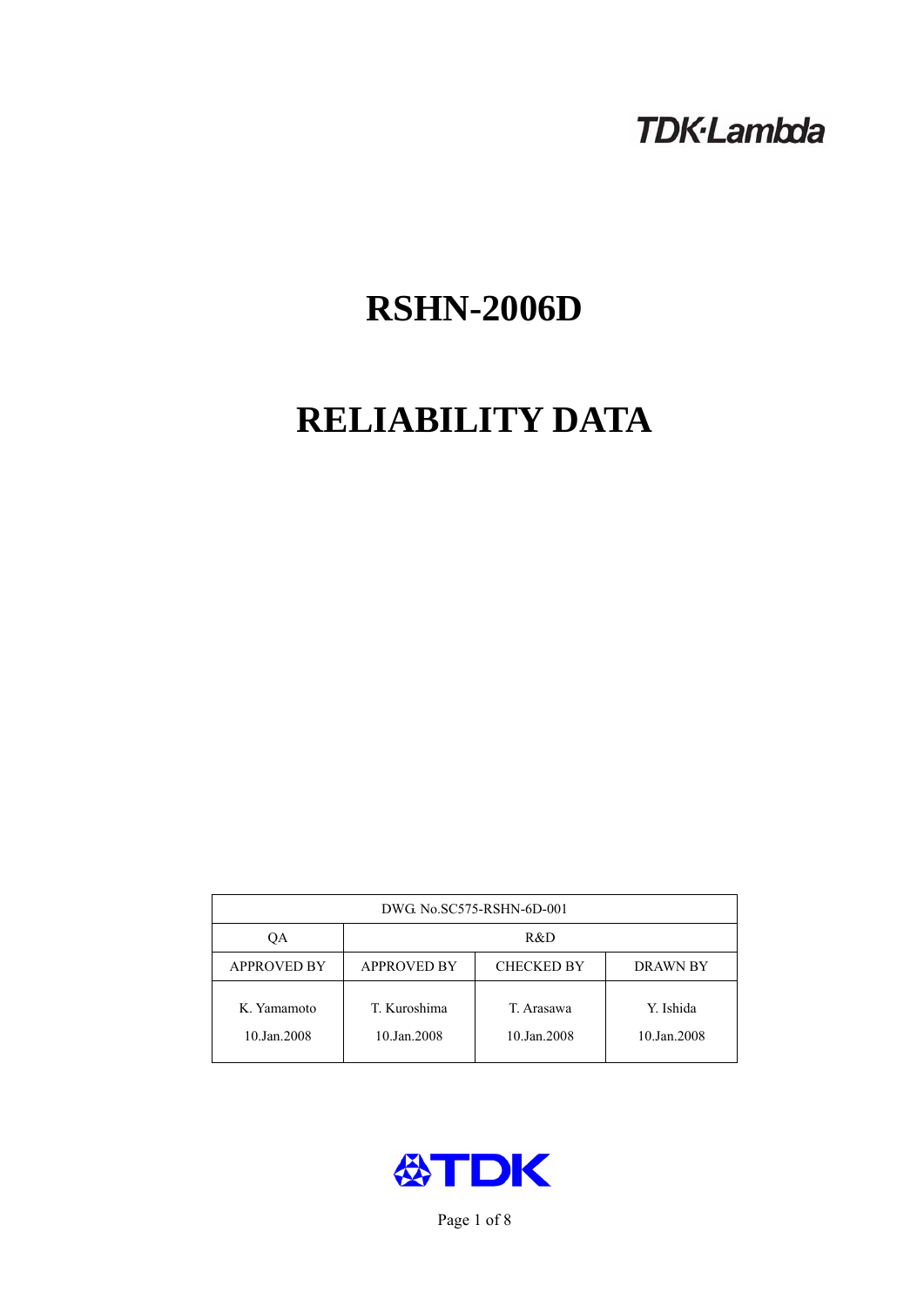TDK·Lambda

# RSHN-2006D

# RELIABILITY DATA

| DWG. No.SC575-RSHN-6D-001 | | | |
|---|---|---|---|
| QA | R&D | | |
| APPROVED BY | APPROVED BY | CHECKED BY | DRAWN BY |
| K. Yamamoto<br>10.Jan.2008 | T. Kuroshima<br>10.Jan.2008 | T. Arasawa<br>10.Jan.2008 | Y. Ishida<br>10.Jan.2008 |

TDK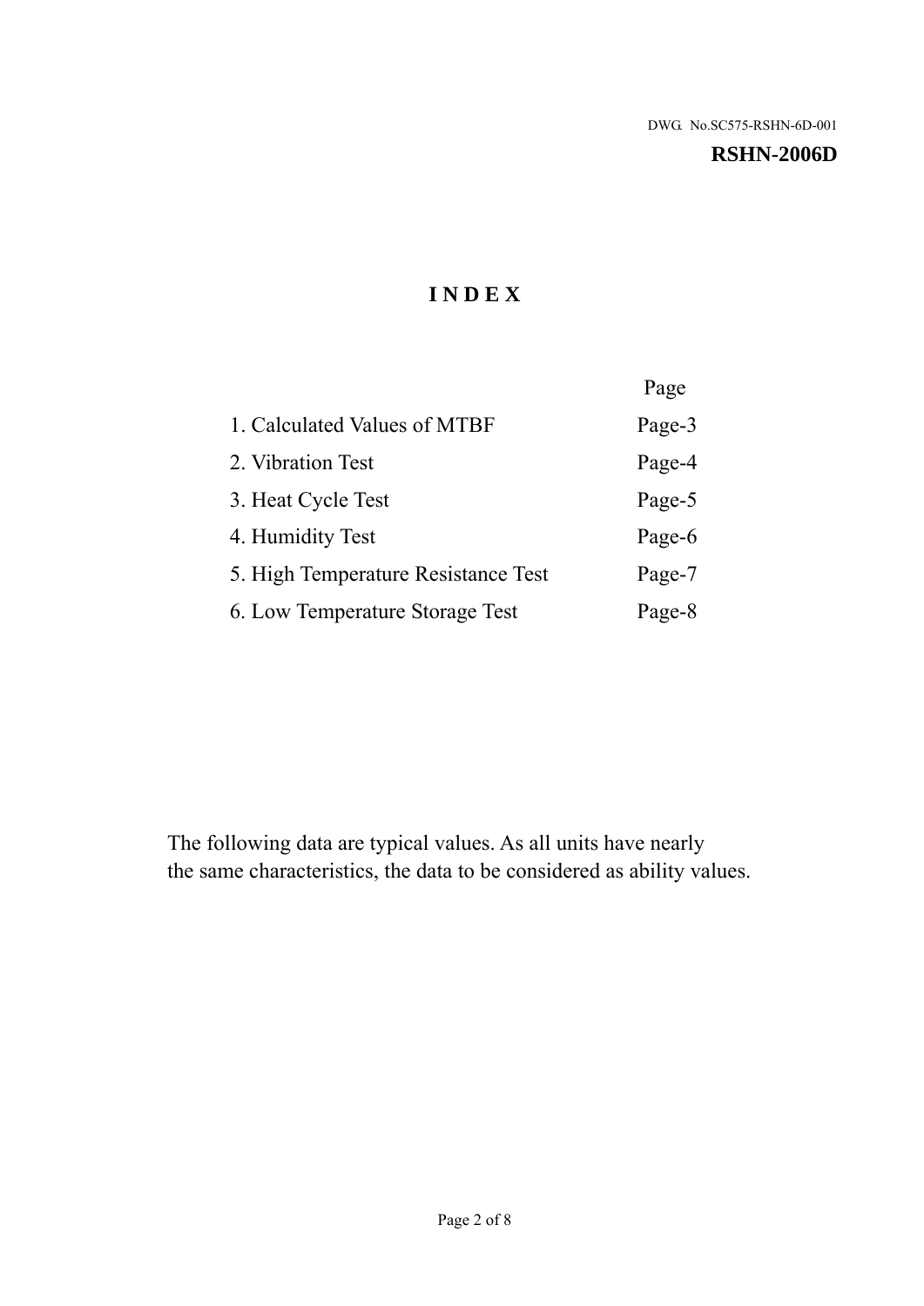DWG. No.SC575-RSHN-6D-001

**RSHN-2006D**

# INDEX

| | Page |
|---|---|
| 1. Calculated Values of MTBF | Page-3 |
| 2. Vibration Test | Page-4 |
| 3. Heat Cycle Test | Page-5 |
| 4. Humidity Test | Page-6 |
| 5. High Temperature Resistance Test | Page-7 |
| 6. Low Temperature Storage Test | Page-8 |

The following data are typical values. As all units have nearly the same characteristics, the data to be considered as ability values.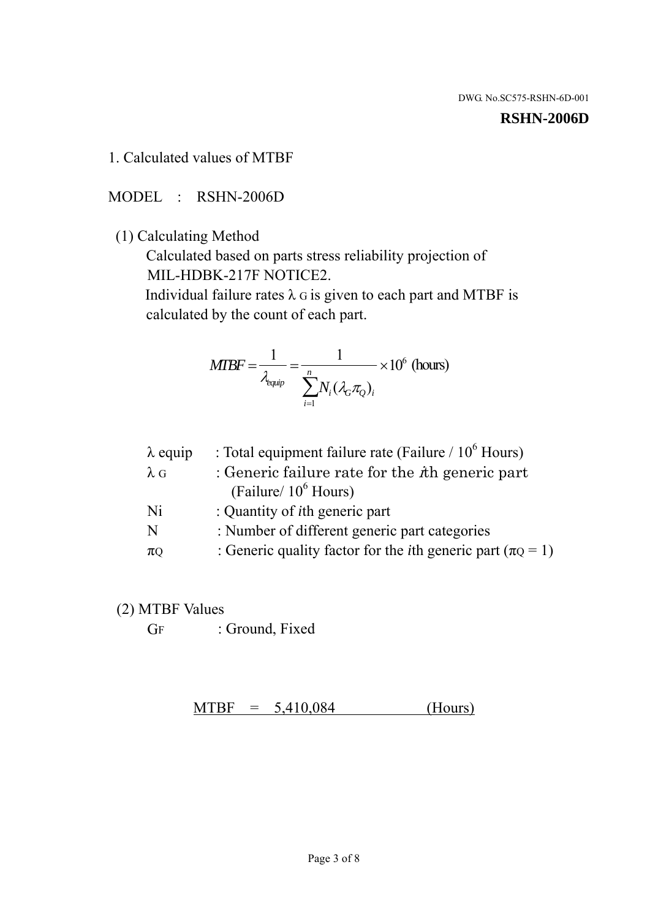DWG. No.SC575-RSHN-6D-001

**RSHN-2006D**

1. Calculated values of MTBF

MODEL : RSHN-2006D

(1) Calculating Method

Calculated based on parts stress reliability projection of MIL-HDBK-217F NOTICE2.

Individual failure rates $\lambda_G$ is given to each part and MTBF is calculated by the count of each part.

$$MTBF = \frac{1}{\lambda_{equip}} = \frac{1}{\sum_{i=1}^{n} N_i (\lambda_G \pi_Q)_i} \times 10^6 \text{ (hours)}$$

| | |
|---|---|
| $\lambda$ equip | : Total equipment failure rate (Failure / $10^6$ Hours) |
| $\lambda_G$ | : Generic failure rate for the $i$th generic part (Failure/ $10^6$ Hours) |
| Ni | : Quantity of $i$th generic part |
| N | : Number of different generic part categories |
| $\pi_Q$ | : Generic quality factor for the $i$th generic part ($\pi_Q = 1$) |

(2) MTBF Values

$G_F$ : Ground, Fixed

MTBF = 5,410,084 (Hours)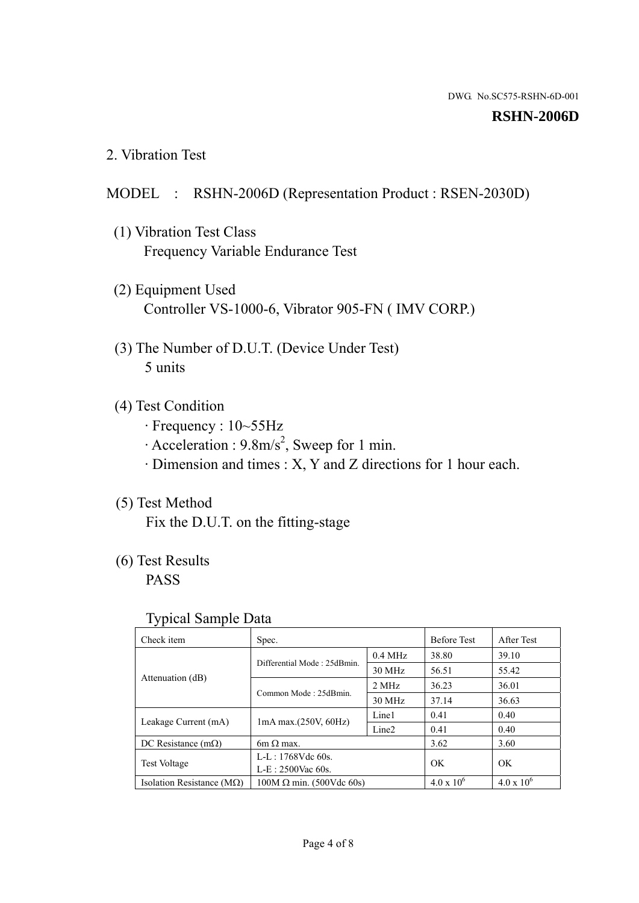DWG. No.SC575-RSHN-6D-001

**RSHN-2006D**

## 2. Vibration Test

MODEL : RSHN-2006D (Representation Product : RSEN-2030D)

(1) Vibration Test Class
Frequency Variable Endurance Test

(2) Equipment Used
Controller VS-1000-6, Vibrator 905-FN ( IMV CORP.)

(3) The Number of D.U.T. (Device Under Test)
5 units

(4) Test Condition
· Frequency : 10~55Hz
· Acceleration : 9.8m/s$^2$, Sweep for 1 min.
· Dimension and times : X, Y and Z directions for 1 hour each.

(5) Test Method
Fix the D.U.T. on the fitting-stage

(6) Test Results
PASS

Typical Sample Data

| Check item | Spec. | | Before Test | After Test |
|---|---|---|---|---|
| Attenuation (dB) | Differential Mode : 25dBmin. | 0.4 MHz | 38.80 | 39.10 |
| | | 30 MHz | 56.51 | 55.42 |
| | Common Mode : 25dBmin. | 2 MHz | 36.23 | 36.01 |
| | | 30 MHz | 37.14 | 36.63 |
| Leakage Current (mA) | 1mA max.(250V, 60Hz) | Line1 | 0.41 | 0.40 |
| | | Line2 | 0.41 | 0.40 |
| DC Resistance (mΩ) | 6m Ω max. | | 3.62 | 3.60 |
| Test Voltage | L-L : 1768Vdc 60s.<br>L-E : 2500Vac 60s. | | OK | OK |
| Isolation Resistance (MΩ) | 100M Ω min. (500Vdc 60s) | | $4.0 \times 10^6$ | $4.0 \times 10^6$ |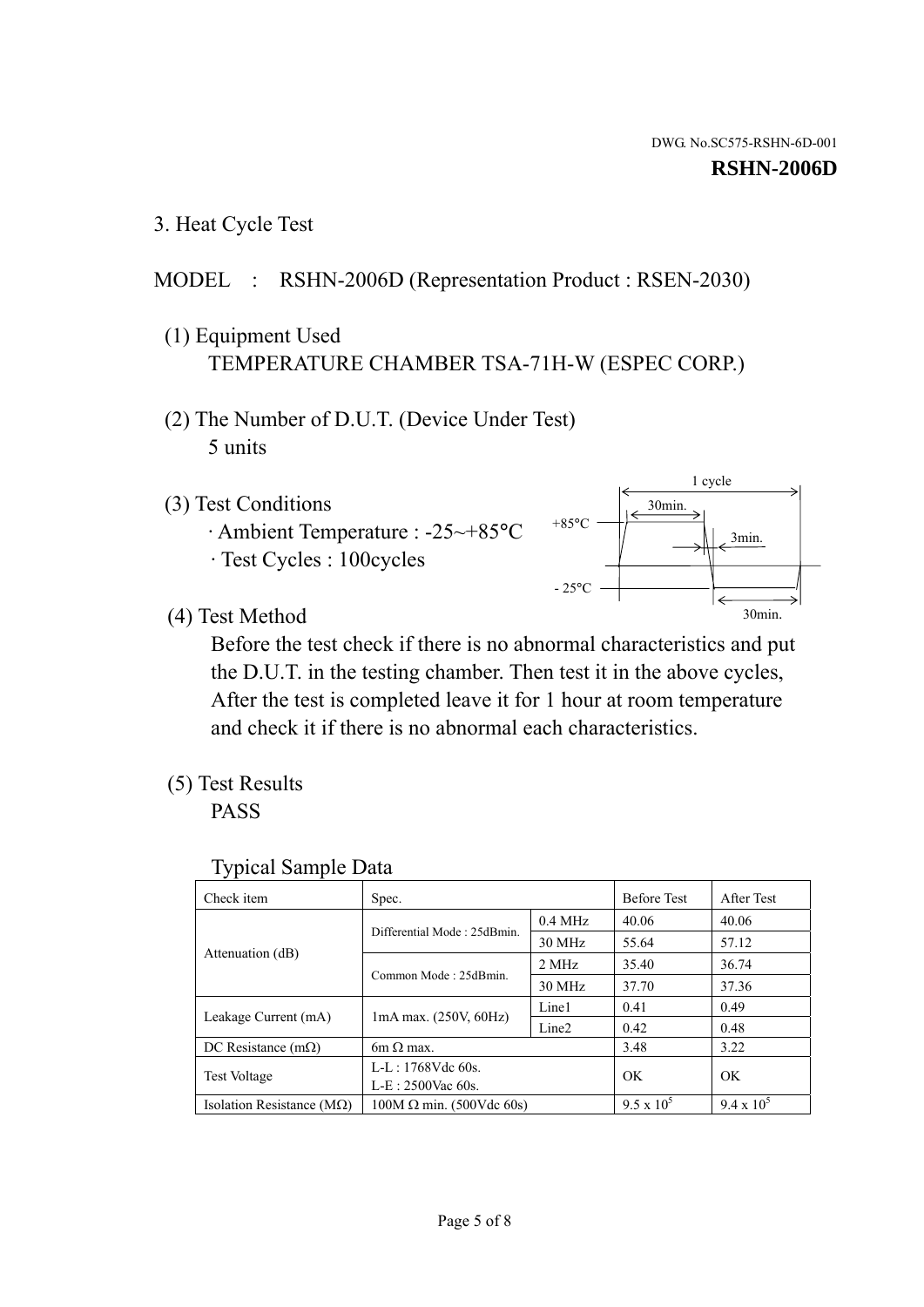DWG. No.SC575-RSHN-6D-001

**RSHN-2006D**

## 3. Heat Cycle Test

MODEL : RSHN-2006D (Representation Product : RSEN-2030)

(1) Equipment Used
TEMPERATURE CHAMBER TSA-71H-W (ESPEC CORP.)

(2) The Number of D.U.T. (Device Under Test)
5 units

(3) Test Conditions
· Ambient Temperature : -25~+85°C
· Test Cycles : 100cycles

1 cycle
30min.
+85°C
3min.
- 25°C
30min.

(4) Test Method
Before the test check if there is no abnormal characteristics and put the D.U.T. in the testing chamber. Then test it in the above cycles, After the test is completed leave it for 1 hour at room temperature and check it if there is no abnormal each characteristics.

(5) Test Results
PASS

Typical Sample Data

| Check item | Spec. | | Before Test | After Test |
|---|---|---|---|---|
| Attenuation (dB) | Differential Mode : 25dBmin. | 0.4 MHz | 40.06 | 40.06 |
| | | 30 MHz | 55.64 | 57.12 |
| | Common Mode : 25dBmin. | 2 MHz | 35.40 | 36.74 |
| | | 30 MHz | 37.70 | 37.36 |
| Leakage Current (mA) | 1mA max. (250V, 60Hz) | Line1 | 0.41 | 0.49 |
| | | Line2 | 0.42 | 0.48 |
| DC Resistance (mΩ) | 6m Ω max. | | 3.48 | 3.22 |
| Test Voltage | L-L : 1768Vdc 60s.<br>L-E : 2500Vac 60s. | | OK | OK |
| Isolation Resistance (MΩ) | 100M Ω min. (500Vdc 60s) | | $9.5 \times 10^5$ | $9.4 \times 10^5$ |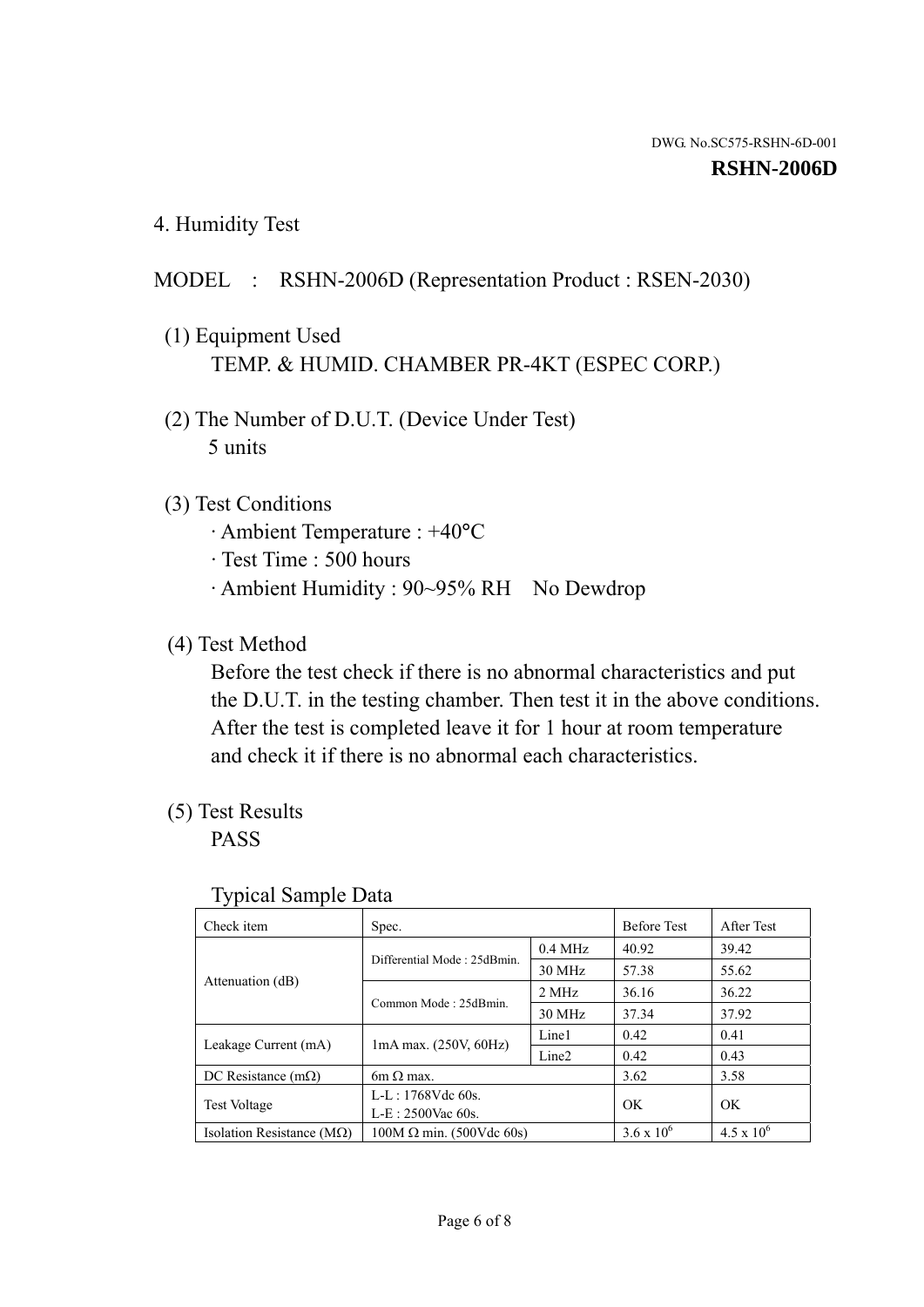DWG. No.SC575-RSHN-6D-001

**RSHN-2006D**

## 4. Humidity Test

MODEL : RSHN-2006D (Representation Product : RSEN-2030)

(1) Equipment Used
TEMP. & HUMID. CHAMBER PR-4KT (ESPEC CORP.)

(2) The Number of D.U.T. (Device Under Test)
5 units

(3) Test Conditions
· Ambient Temperature : +40°C
· Test Time : 500 hours
· Ambient Humidity : 90~95% RH No Dewdrop

(4) Test Method
Before the test check if there is no abnormal characteristics and put the D.U.T. in the testing chamber. Then test it in the above conditions. After the test is completed leave it for 1 hour at room temperature and check it if there is no abnormal each characteristics.

(5) Test Results
PASS

Typical Sample Data

| Check item | Spec. | | Before Test | After Test |
|---|---|---|---|---|
| Attenuation (dB) | Differential Mode : 25dBmin. | 0.4 MHz | 40.92 | 39.42 |
| | | 30 MHz | 57.38 | 55.62 |
| | Common Mode : 25dBmin. | 2 MHz | 36.16 | 36.22 |
| | | 30 MHz | 37.34 | 37.92 |
| Leakage Current (mA) | 1mA max. (250V, 60Hz) | Line1 | 0.42 | 0.41 |
| | | Line2 | 0.42 | 0.43 |
| DC Resistance (mΩ) | 6m Ω max. | | 3.62 | 3.58 |
| Test Voltage | L-L : 1768Vdc 60s.<br>L-E : 2500Vac 60s. | | OK | OK |
| Isolation Resistance (MΩ) | 100M Ω min. (500Vdc 60s) | | $3.6 \times 10^6$ | $4.5 \times 10^6$ |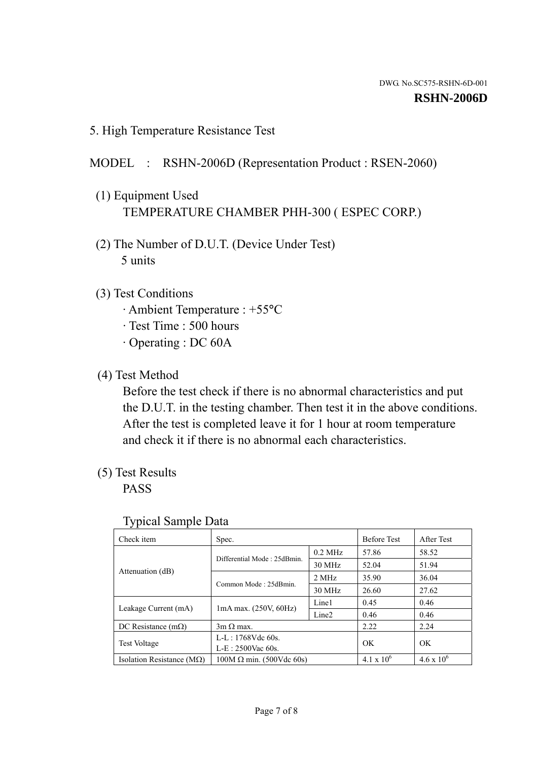DWG. No.SC575-RSHN-6D-001

**RSHN-2006D**

## 5. High Temperature Resistance Test

MODEL : RSHN-2006D (Representation Product : RSEN-2060)

(1) Equipment Used
TEMPERATURE CHAMBER PHH-300 ( ESPEC CORP.)

(2) The Number of D.U.T. (Device Under Test)
5 units

(3) Test Conditions
· Ambient Temperature : +55°C
· Test Time : 500 hours
· Operating : DC 60A

(4) Test Method
Before the test check if there is no abnormal characteristics and put the D.U.T. in the testing chamber. Then test it in the above conditions. After the test is completed leave it for 1 hour at room temperature and check it if there is no abnormal each characteristics.

(5) Test Results
PASS

Typical Sample Data

| Check item | Spec. | | Before Test | After Test |
|---|---|---|---|---|
| Attenuation (dB) | Differential Mode : 25dBmin. | 0.2 MHz | 57.86 | 58.52 |
| | | 30 MHz | 52.04 | 51.94 |
| | Common Mode : 25dBmin. | 2 MHz | 35.90 | 36.04 |
| | | 30 MHz | 26.60 | 27.62 |
| Leakage Current (mA) | 1mA max. (250V, 60Hz) | Line1 | 0.45 | 0.46 |
| | | Line2 | 0.46 | 0.46 |
| DC Resistance (mΩ) | 3m Ω max. | | 2.22 | 2.24 |
| Test Voltage | L-L : 1768Vdc 60s.<br>L-E : 2500Vac 60s. | | OK | OK |
| Isolation Resistance (MΩ) | 100M Ω min. (500Vdc 60s) | | $4.1 \times 10^6$ | $4.6 \times 10^6$ |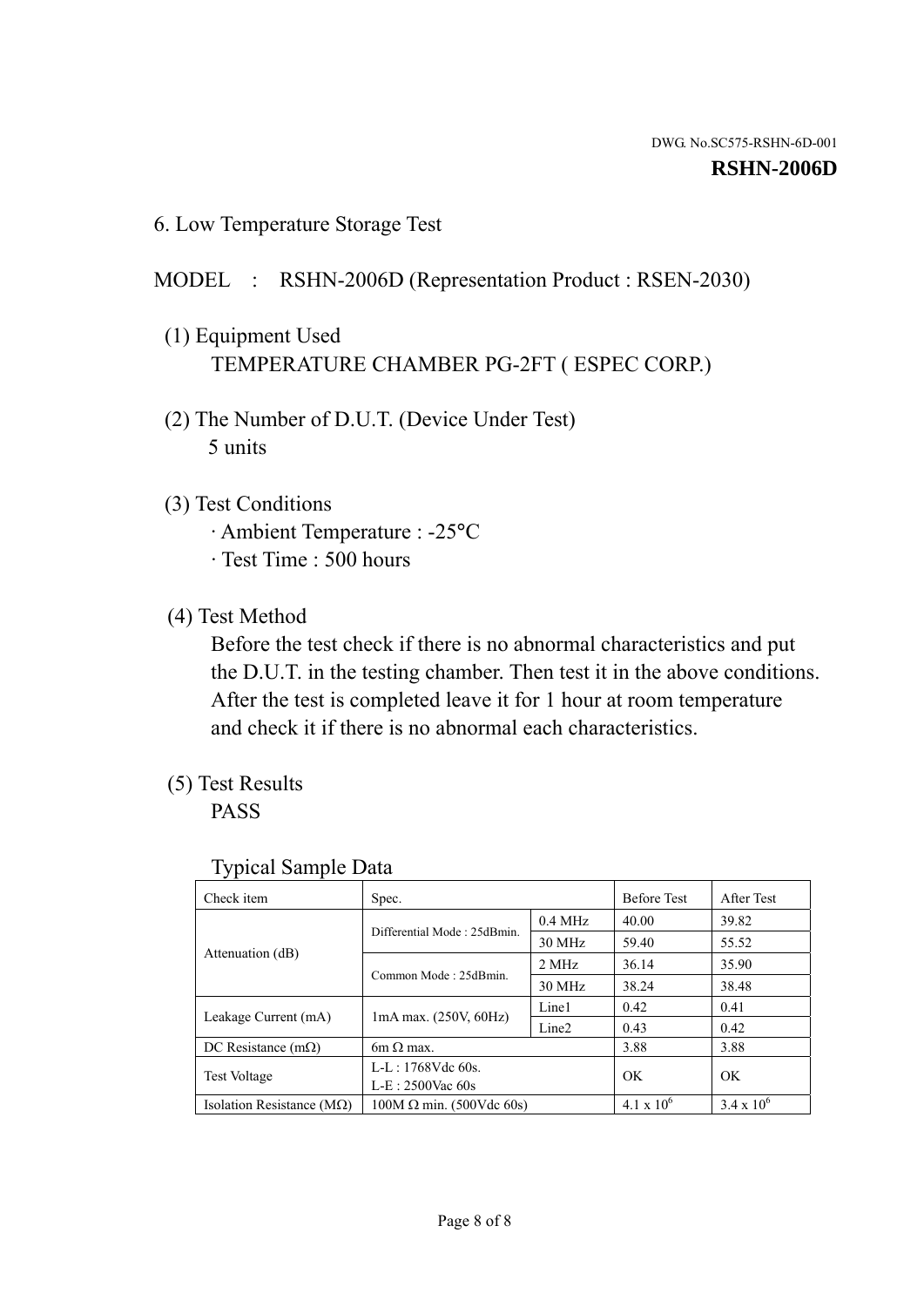DWG. No.SC575-RSHN-6D-001

**RSHN-2006D**

## 6. Low Temperature Storage Test

MODEL : RSHN-2006D (Representation Product : RSEN-2030)

(1) Equipment Used
TEMPERATURE CHAMBER PG-2FT ( ESPEC CORP.)

(2) The Number of D.U.T. (Device Under Test)
5 units

(3) Test Conditions
· Ambient Temperature : -25°C
· Test Time : 500 hours

(4) Test Method
Before the test check if there is no abnormal characteristics and put the D.U.T. in the testing chamber. Then test it in the above conditions. After the test is completed leave it for 1 hour at room temperature and check it if there is no abnormal each characteristics.

(5) Test Results
PASS

Typical Sample Data

| Check item | Spec. | | Before Test | After Test |
|---|---|---|---|---|
| Attenuation (dB) | Differential Mode : 25dBmin. | 0.4 MHz | 40.00 | 39.82 |
| | | 30 MHz | 59.40 | 55.52 |
| | Common Mode : 25dBmin. | 2 MHz | 36.14 | 35.90 |
| | | 30 MHz | 38.24 | 38.48 |
| Leakage Current (mA) | 1mA max. (250V, 60Hz) | Line1 | 0.42 | 0.41 |
| | | Line2 | 0.43 | 0.42 |
| DC Resistance (mΩ) | 6m Ω max. | | 3.88 | 3.88 |
| Test Voltage | L-L : 1768Vdc 60s.<br>L-E : 2500Vac 60s | | OK | OK |
| Isolation Resistance (MΩ) | 100M Ω min. (500Vdc 60s) | | $4.1 \times 10^6$ | $3.4 \times 10^6$ |